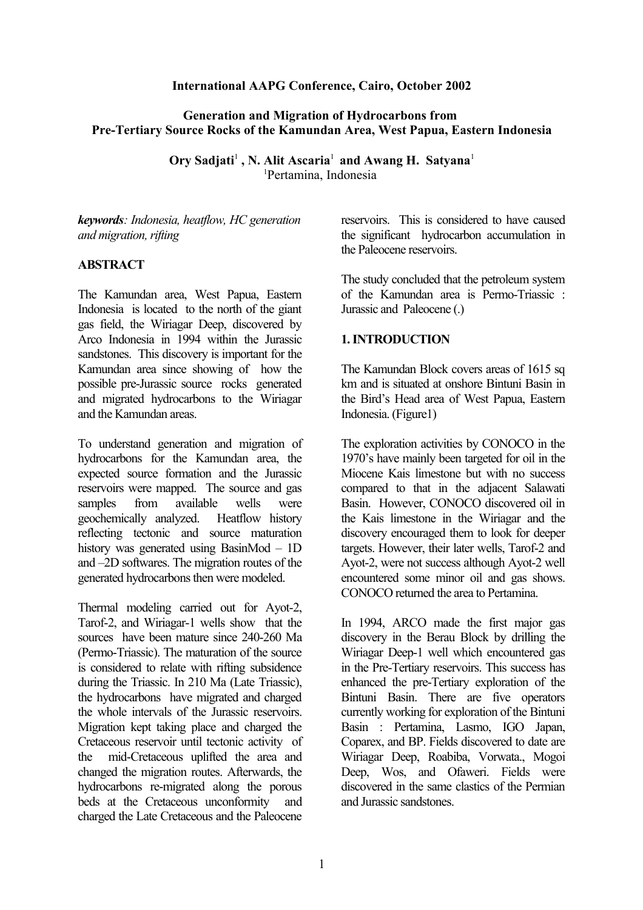**International AAPG Conference, Cairo, October 2002**

# Generation and Migration of Hydrocarbons from Pre-Tertiary Source Rocks of the Kamundan Area, West Papua, Eastern Indonesia

**Ory Sadjati**[1] **, N. Alit Ascaria**[1] **and Awang H. Satyana**[1]

[1]Pertamina, Indonesia

***keywords****: Indonesia, heatflow, HC generation and migration, rifting*

## ABSTRACT

The Kamundan area, West Papua, Eastern Indonesia is located to the north of the giant gas field, the Wiriagar Deep, discovered by Arco Indonesia in 1994 within the Jurassic sandstones. This discovery is important for the Kamundan area since showing of how the possible pre-Jurassic source rocks generated and migrated hydrocarbons to the Wiriagar and the Kamundan areas.

To understand generation and migration of hydrocarbons for the Kamundan area, the expected source formation and the Jurassic reservoirs were mapped. The source and gas samples from available wells were geochemically analyzed. Heatflow history reflecting tectonic and source maturation history was generated using BasinMod – 1D and –2D softwares. The migration routes of the generated hydrocarbons then were modeled.

Thermal modeling carried out for Ayot-2, Tarof-2, and Wiriagar-1 wells show that the sources have been mature since 240-260 Ma (Permo-Triassic). The maturation of the source is considered to relate with rifting subsidence during the Triassic. In 210 Ma (Late Triassic), the hydrocarbons have migrated and charged the whole intervals of the Jurassic reservoirs. Migration kept taking place and charged the Cretaceous reservoir until tectonic activity of the mid-Cretaceous uplifted the area and changed the migration routes. Afterwards, the hydrocarbons re-migrated along the porous beds at the Cretaceous unconformity and charged the Late Cretaceous and the Paleocene reservoirs. This is considered to have caused the significant hydrocarbon accumulation in the Paleocene reservoirs.

The study concluded that the petroleum system of the Kamundan area is Permo-Triassic : Jurassic and Paleocene (.)

## 1. INTRODUCTION

The Kamundan Block covers areas of 1615 sq km and is situated at onshore Bintuni Basin in the Bird's Head area of West Papua, Eastern Indonesia. (Figure1)

The exploration activities by CONOCO in the 1970's have mainly been targeted for oil in the Miocene Kais limestone but with no success compared to that in the adjacent Salawati Basin. However, CONOCO discovered oil in the Kais limestone in the Wiriagar and the discovery encouraged them to look for deeper targets. However, their later wells, Tarof-2 and Ayot-2, were not success although Ayot-2 well encountered some minor oil and gas shows. CONOCO returned the area to Pertamina.

In 1994, ARCO made the first major gas discovery in the Berau Block by drilling the Wiriagar Deep-1 well which encountered gas in the Pre-Tertiary reservoirs. This success has enhanced the pre-Tertiary exploration of the Bintuni Basin. There are five operators currently working for exploration of the Bintuni Basin : Pertamina, Lasmo, IGO Japan, Coparex, and BP. Fields discovered to date are Wiriagar Deep, Roabiba, Vorwata., Mogoi Deep, Wos, and Ofaweri. Fields were discovered in the same clastics of the Permian and Jurassic sandstones.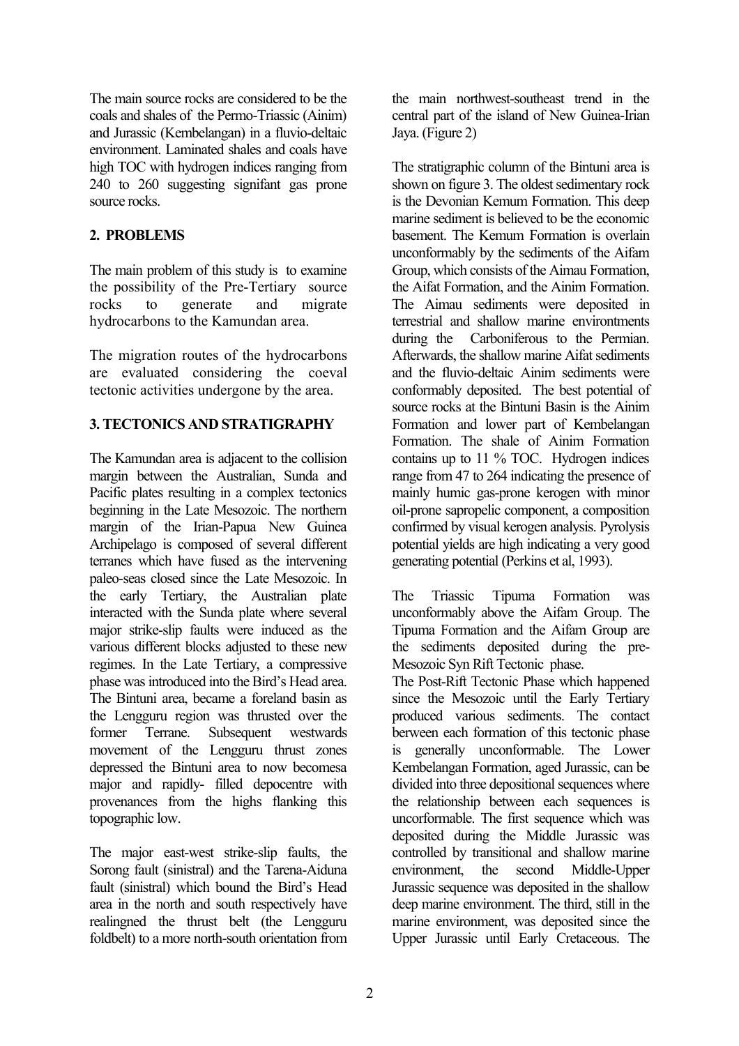The main source rocks are considered to be the coals and shales of the Permo-Triassic (Ainim) and Jurassic (Kembelangan) in a fluvio-deltaic environment. Laminated shales and coals have high TOC with hydrogen indices ranging from 240 to 260 suggesting signifant gas prone source rocks.

## 2. PROBLEMS

The main problem of this study is to examine the possibility of the Pre-Tertiary source rocks to generate and migrate hydrocarbons to the Kamundan area.

The migration routes of the hydrocarbons are evaluated considering the coeval tectonic activities undergone by the area.

## 3. TECTONICS AND STRATIGRAPHY

The Kamundan area is adjacent to the collision margin between the Australian, Sunda and Pacific plates resulting in a complex tectonics beginning in the Late Mesozoic. The northern margin of the Irian-Papua New Guinea Archipelago is composed of several different terranes which have fused as the intervening paleo-seas closed since the Late Mesozoic. In the early Tertiary, the Australian plate interacted with the Sunda plate where several major strike-slip faults were induced as the various different blocks adjusted to these new regimes. In the Late Tertiary, a compressive phase was introduced into the Bird's Head area. The Bintuni area, became a foreland basin as the Lengguru region was thrusted over the former Terrane. Subsequent westwards movement of the Lengguru thrust zones depressed the Bintuni area to now becomesa major and rapidly- filled depocentre with provenances from the highs flanking this topographic low.

The major east-west strike-slip faults, the Sorong fault (sinistral) and the Tarena-Aiduna fault (sinistral) which bound the Bird's Head area in the north and south respectively have realingned the thrust belt (the Lengguru foldbelt) to a more north-south orientation from the main northwest-southeast trend in the central part of the island of New Guinea-Irian Jaya. (Figure 2)

The stratigraphic column of the Bintuni area is shown on figure 3. The oldest sedimentary rock is the Devonian Kemum Formation. This deep marine sediment is believed to be the economic basement. The Kemum Formation is overlain unconformably by the sediments of the Aifam Group, which consists of the Aimau Formation, the Aifat Formation, and the Ainim Formation. The Aimau sediments were deposited in terrestrial and shallow marine environtments during the Carboniferous to the Permian. Afterwards, the shallow marine Aifat sediments and the fluvio-deltaic Ainim sediments were conformably deposited. The best potential of source rocks at the Bintuni Basin is the Ainim Formation and lower part of Kembelangan Formation. The shale of Ainim Formation contains up to 11 % TOC. Hydrogen indices range from 47 to 264 indicating the presence of mainly humic gas-prone kerogen with minor oil-prone sapropelic component, a composition confirmed by visual kerogen analysis. Pyrolysis potential yields are high indicating a very good generating potential (Perkins et al, 1993).

The Triassic Tipuma Formation was unconformably above the Aifam Group. The Tipuma Formation and the Aifam Group are the sediments deposited during the pre-Mesozoic Syn Rift Tectonic phase.

The Post-Rift Tectonic Phase which happened since the Mesozoic until the Early Tertiary produced various sediments. The contact berween each formation of this tectonic phase is generally unconformable. The Lower Kembelangan Formation, aged Jurassic, can be divided into three depositional sequences where the relationship between each sequences is uncorformable. The first sequence which was deposited during the Middle Jurassic was controlled by transitional and shallow marine environment, the second Middle-Upper Jurassic sequence was deposited in the shallow deep marine environment. The third, still in the marine environment, was deposited since the Upper Jurassic until Early Cretaceous. The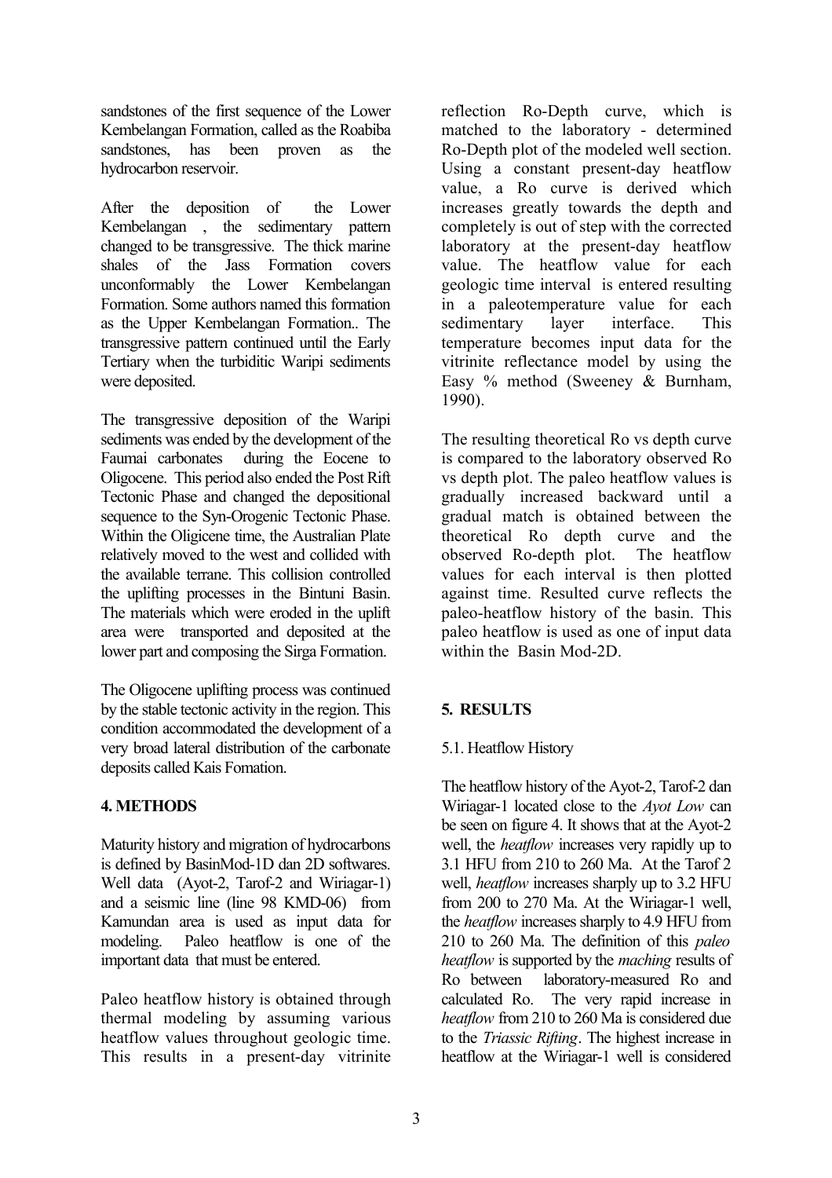sandstones of the first sequence of the Lower Kembelangan Formation, called as the Roabiba sandstones, has been proven as the hydrocarbon reservoir.

After the deposition of the Lower Kembelangan , the sedimentary pattern changed to be transgressive. The thick marine shales of the Jass Formation covers unconformably the Lower Kembelangan Formation. Some authors named this formation as the Upper Kembelangan Formation.. The transgressive pattern continued until the Early Tertiary when the turbiditic Waripi sediments were deposited.

The transgressive deposition of the Waripi sediments was ended by the development of the Faumai carbonates during the Eocene to Oligocene. This period also ended the Post Rift Tectonic Phase and changed the depositional sequence to the Syn-Orogenic Tectonic Phase. Within the Oligicene time, the Australian Plate relatively moved to the west and collided with the available terrane. This collision controlled the uplifting processes in the Bintuni Basin. The materials which were eroded in the uplift area were transported and deposited at the lower part and composing the Sirga Formation.

The Oligocene uplifting process was continued by the stable tectonic activity in the region. This condition accommodated the development of a very broad lateral distribution of the carbonate deposits called Kais Fomation.

## 4. METHODS

Maturity history and migration of hydrocarbons is defined by BasinMod-1D dan 2D softwares. Well data (Ayot-2, Tarof-2 and Wiriagar-1) and a seismic line (line 98 KMD-06) from Kamundan area is used as input data for modeling. Paleo heatflow is one of the important data that must be entered.

Paleo heatflow history is obtained through thermal modeling by assuming various heatflow values throughout geologic time. This results in a present-day vitrinite reflection Ro-Depth curve, which is matched to the laboratory - determined Ro-Depth plot of the modeled well section. Using a constant present-day heatflow value, a Ro curve is derived which increases greatly towards the depth and completely is out of step with the corrected laboratory at the present-day heatflow value. The heatflow value for each geologic time interval is entered resulting in a paleotemperature value for each sedimentary layer interface. This temperature becomes input data for the vitrinite reflectance model by using the Easy % method (Sweeney & Burnham, 1990).

The resulting theoretical Ro vs depth curve is compared to the laboratory observed Ro vs depth plot. The paleo heatflow values is gradually increased backward until a gradual match is obtained between the theoretical Ro depth curve and the observed Ro-depth plot. The heatflow values for each interval is then plotted against time. Resulted curve reflects the paleo-heatflow history of the basin. This paleo heatflow is used as one of input data within the Basin Mod-2D.

## 5. RESULTS

### 5.1. Heatflow History

The heatflow history of the Ayot-2, Tarof-2 dan Wiriagar-1 located close to the *Ayot Low* can be seen on figure 4. It shows that at the Ayot-2 well, the *heatflow* increases very rapidly up to 3.1 HFU from 210 to 260 Ma. At the Tarof 2 well, *heatflow* increases sharply up to 3.2 HFU from 200 to 270 Ma. At the Wiriagar-1 well, the *heatflow* increases sharply to 4.9 HFU from 210 to 260 Ma. The definition of this *paleo heatflow* is supported by the *maching* results of Ro between laboratory-measured Ro and calculated Ro. The very rapid increase in *heatflow* from 210 to 260 Ma is considered due to the *Triassic Rifting*. The highest increase in heatflow at the Wiriagar-1 well is considered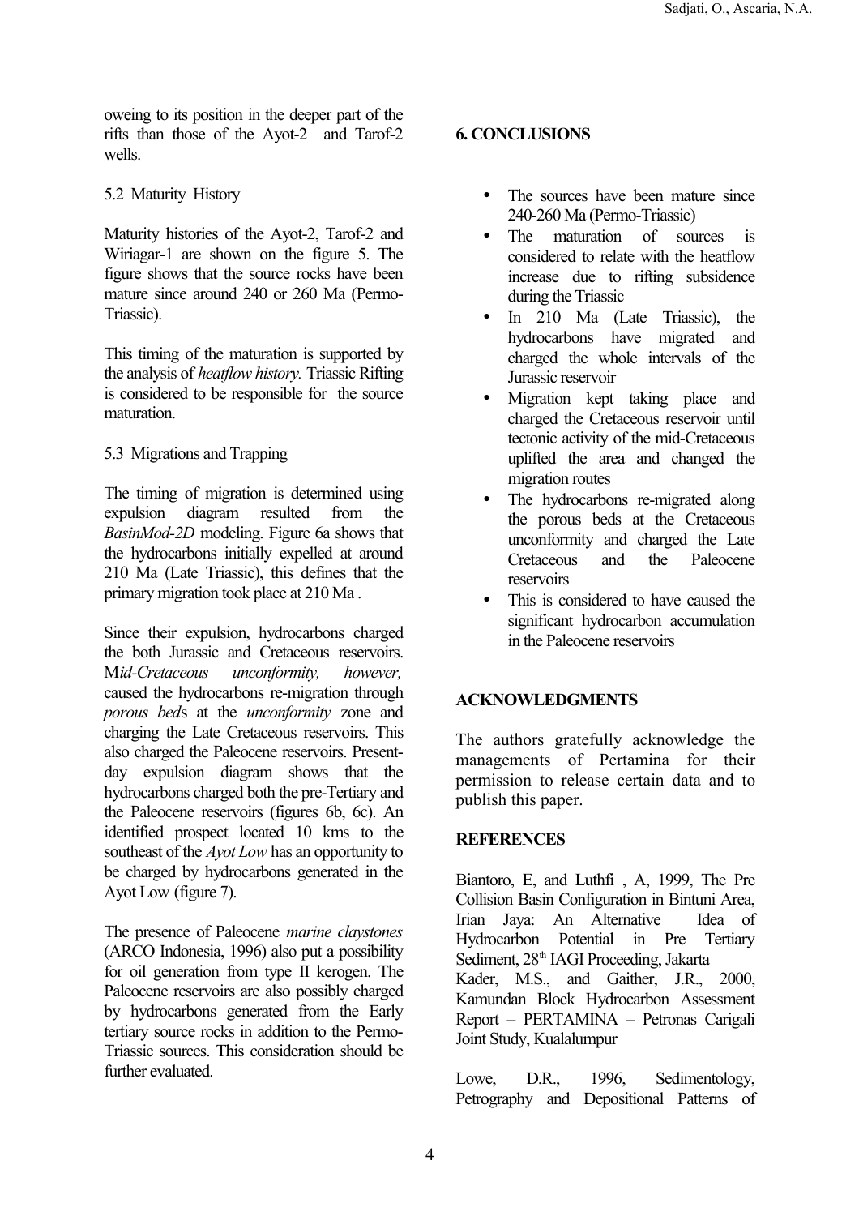oweing to its position in the deeper part of the rifts than those of the Ayot-2 and Tarof-2 wells.

5.2 Maturity History

Maturity histories of the Ayot-2, Tarof-2 and Wiriagar-1 are shown on the figure 5. The figure shows that the source rocks have been mature since around 240 or 260 Ma (Permo-Triassic).

This timing of the maturation is supported by the analysis of *heatflow history.* Triassic Rifting is considered to be responsible for the source maturation.

5.3 Migrations and Trapping

The timing of migration is determined using expulsion diagram resulted from the *BasinMod-2D* modeling. Figure 6a shows that the hydrocarbons initially expelled at around 210 Ma (Late Triassic), this defines that the primary migration took place at 210 Ma .

Since their expulsion, hydrocarbons charged the both Jurassic and Cretaceous reservoirs. M*id-Cretaceous unconformity, however,* caused the hydrocarbons re-migration through *porous bed*s at the *unconformity* zone and charging the Late Cretaceous reservoirs. This also charged the Paleocene reservoirs. Present-day expulsion diagram shows that the hydrocarbons charged both the pre-Tertiary and the Paleocene reservoirs (figures 6b, 6c). An identified prospect located 10 kms to the southeast of the *Ayot Low* has an opportunity to be charged by hydrocarbons generated in the Ayot Low (figure 7).

The presence of Paleocene *marine claystones* (ARCO Indonesia, 1996) also put a possibility for oil generation from type II kerogen. The Paleocene reservoirs are also possibly charged by hydrocarbons generated from the Early tertiary source rocks in addition to the Permo-Triassic sources. This consideration should be further evaluated.

## 6. CONCLUSIONS

- The sources have been mature since 240-260 Ma (Permo-Triassic)
- The maturation of sources is considered to relate with the heatflow increase due to rifting subsidence during the Triassic
- In 210 Ma (Late Triassic), the hydrocarbons have migrated and charged the whole intervals of the Jurassic reservoir
- Migration kept taking place and charged the Cretaceous reservoir until tectonic activity of the mid-Cretaceous uplifted the area and changed the migration routes
- The hydrocarbons re-migrated along the porous beds at the Cretaceous unconformity and charged the Late Cretaceous and the Paleocene reservoirs
- This is considered to have caused the significant hydrocarbon accumulation in the Paleocene reservoirs

## ACKNOWLEDGMENTS

The authors gratefully acknowledge the managements of Pertamina for their permission to release certain data and to publish this paper.

## REFERENCES

Biantoro, E, and Luthfi , A, 1999, The Pre Collision Basin Configuration in Bintuni Area, Irian Jaya: An Alternative Idea of Hydrocarbon Potential in Pre Tertiary Sediment, 28th IAGI Proceeding, Jakarta

Kader, M.S., and Gaither, J.R., 2000, Kamundan Block Hydrocarbon Assessment Report – PERTAMINA – Petronas Carigali Joint Study, Kualalumpur

Lowe, D.R., 1996, Sedimentology, Petrography and Depositional Patterns of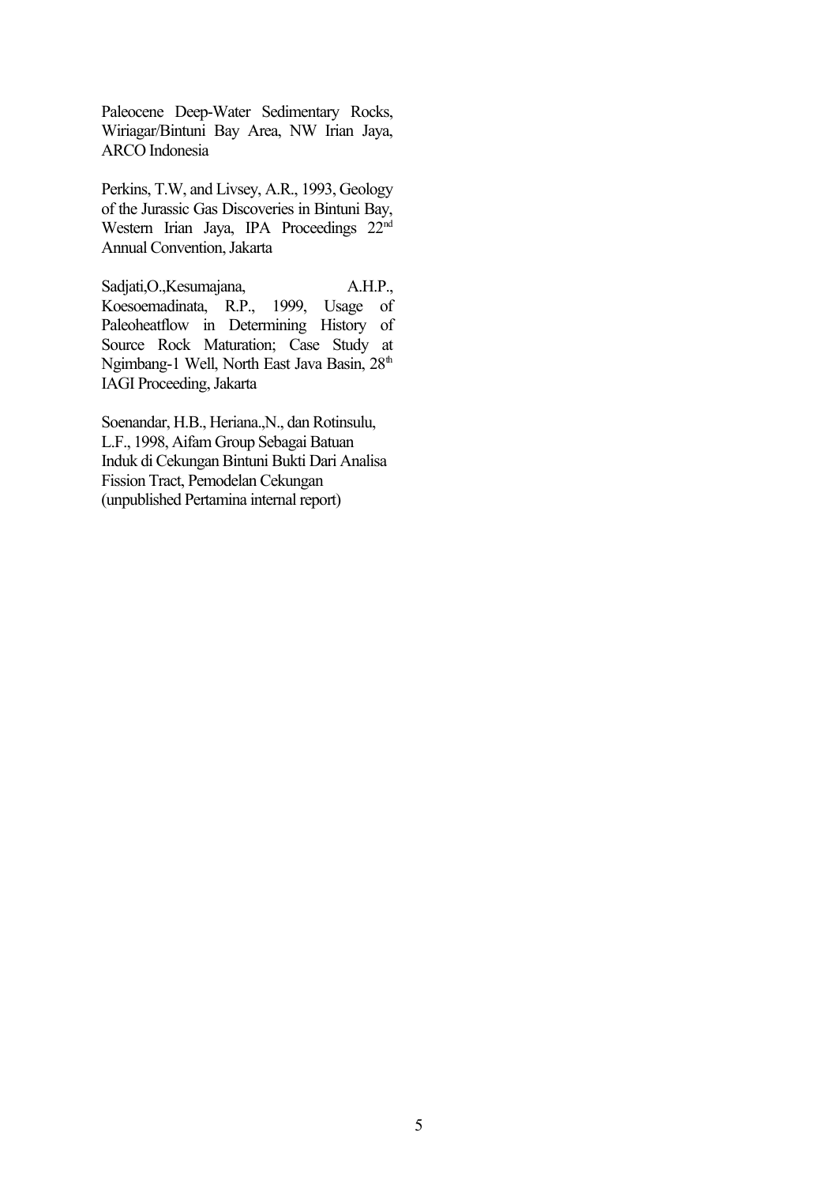Paleocene Deep-Water Sedimentary Rocks, Wiriagar/Bintuni Bay Area, NW Irian Jaya, ARCO Indonesia

Perkins, T.W, and Livsey, A.R., 1993, Geology of the Jurassic Gas Discoveries in Bintuni Bay, Western Irian Jaya, IPA Proceedings 22nd Annual Convention, Jakarta

Sadjati,O.,Kesumajana, A.H.P., Koesoemadinata, R.P., 1999, Usage of Paleoheatflow in Determining History of Source Rock Maturation; Case Study at Ngimbang-1 Well, North East Java Basin, 28th IAGI Proceeding, Jakarta

Soenandar, H.B., Heriana.,N., dan Rotinsulu, L.F., 1998, Aifam Group Sebagai Batuan Induk di Cekungan Bintuni Bukti Dari Analisa Fission Tract, Pemodelan Cekungan (unpublished Pertamina internal report)